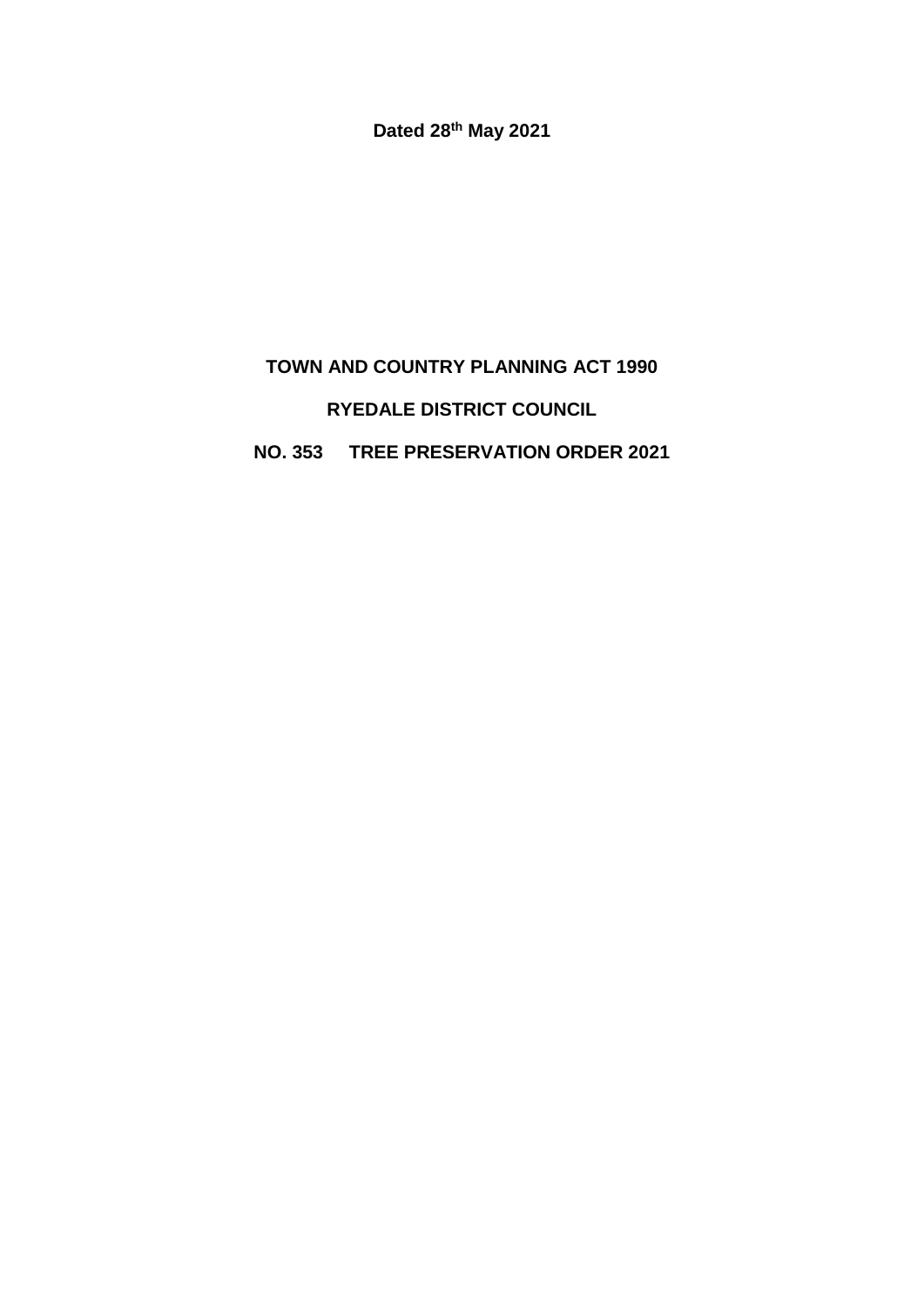**Dated 28th May 2021**

# TOWN AND COUNTRY PLANNING ACT 1990

# RYEDALE DISTRICT COUNCIL

# NO. 353 TREE PRESERVATION ORDER 2021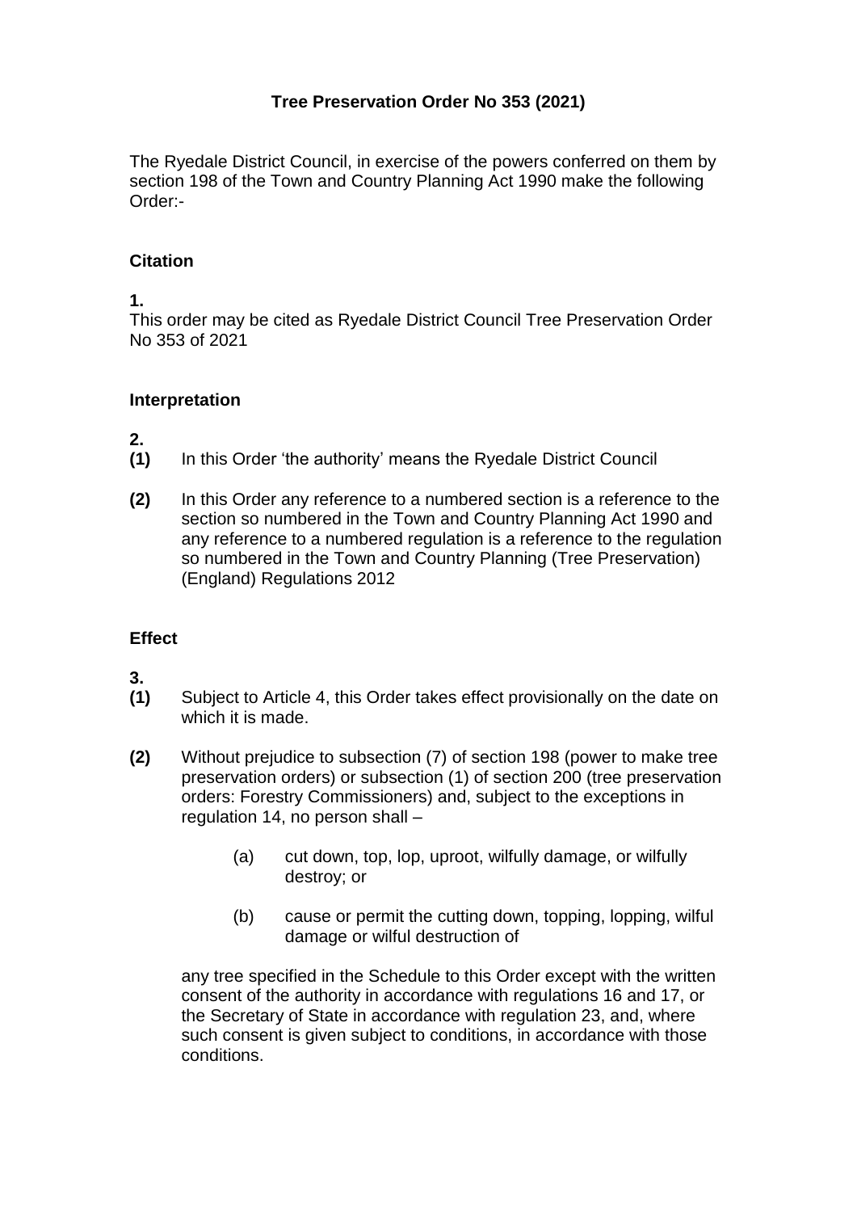## Tree Preservation Order No 353 (2021)

The Ryedale District Council, in exercise of the powers conferred on them by section 198 of the Town and Country Planning Act 1990 make the following Order:-

### Citation

**1.**

This order may be cited as Ryedale District Council Tree Preservation Order No 353 of 2021

### Interpretation

**2.**

**(1)** In this Order 'the authority' means the Ryedale District Council

**(2)** In this Order any reference to a numbered section is a reference to the section so numbered in the Town and Country Planning Act 1990 and any reference to a numbered regulation is a reference to the regulation so numbered in the Town and Country Planning (Tree Preservation) (England) Regulations 2012

### Effect

**3.**

**(1)** Subject to Article 4, this Order takes effect provisionally on the date on which it is made.

**(2)** Without prejudice to subsection (7) of section 198 (power to make tree preservation orders) or subsection (1) of section 200 (tree preservation orders: Forestry Commissioners) and, subject to the exceptions in regulation 14, no person shall –

(a) cut down, top, lop, uproot, wilfully damage, or wilfully destroy; or

(b) cause or permit the cutting down, topping, lopping, wilful damage or wilful destruction of

any tree specified in the Schedule to this Order except with the written consent of the authority in accordance with regulations 16 and 17, or the Secretary of State in accordance with regulation 23, and, where such consent is given subject to conditions, in accordance with those conditions.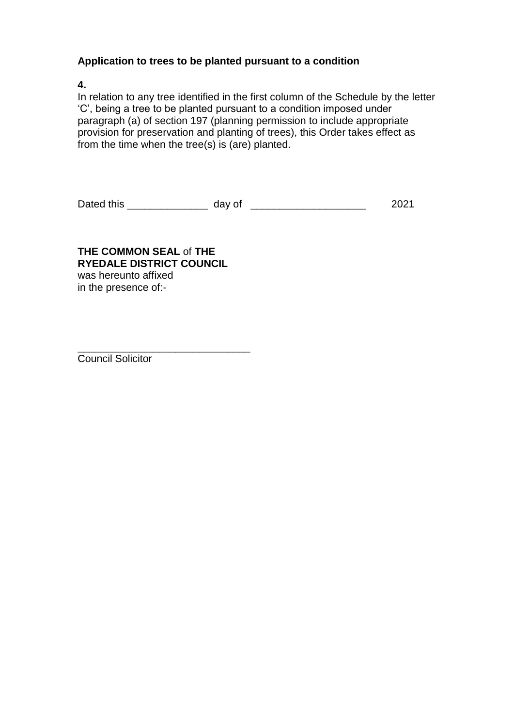**Application to trees to be planted pursuant to a condition**

**4.**
In relation to any tree identified in the first column of the Schedule by the letter ‘C’, being a tree to be planted pursuant to a condition imposed under paragraph (a) of section 197 (planning permission to include appropriate provision for preservation and planting of trees), this Order takes effect as from the time when the tree(s) is (are) planted.

Dated this ______________ day of ____________________ 2021

**THE COMMON SEAL** of **THE RYEDALE DISTRICT COUNCIL**
was hereunto affixed
in the presence of:-

______________________________
Council Solicitor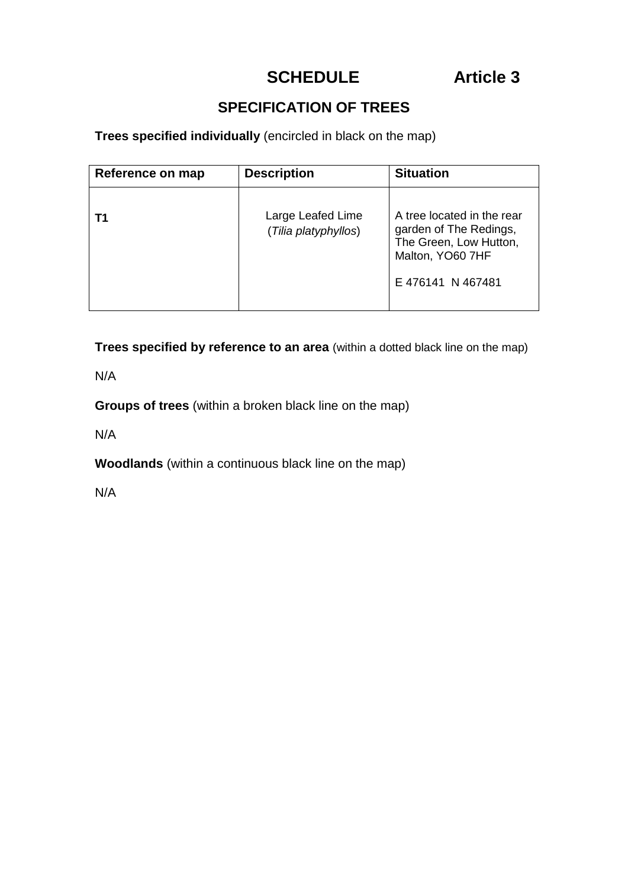# SCHEDULE Article 3

## SPECIFICATION OF TREES

**Trees specified individually** (encircled in black on the map)

| Reference on map | Description | Situation |
|---|---|---|
| **T1** | Large Leafed Lime (*Tilia platyphyllos*) | A tree located in the rear garden of The Redings, The Green, Low Hutton, Malton, YO60 7HF<br><br>E 476141 N 467481 |

**Trees specified by reference to an area** (within a dotted black line on the map)

N/A

**Groups of trees** (within a broken black line on the map)

N/A

**Woodlands** (within a continuous black line on the map)

N/A